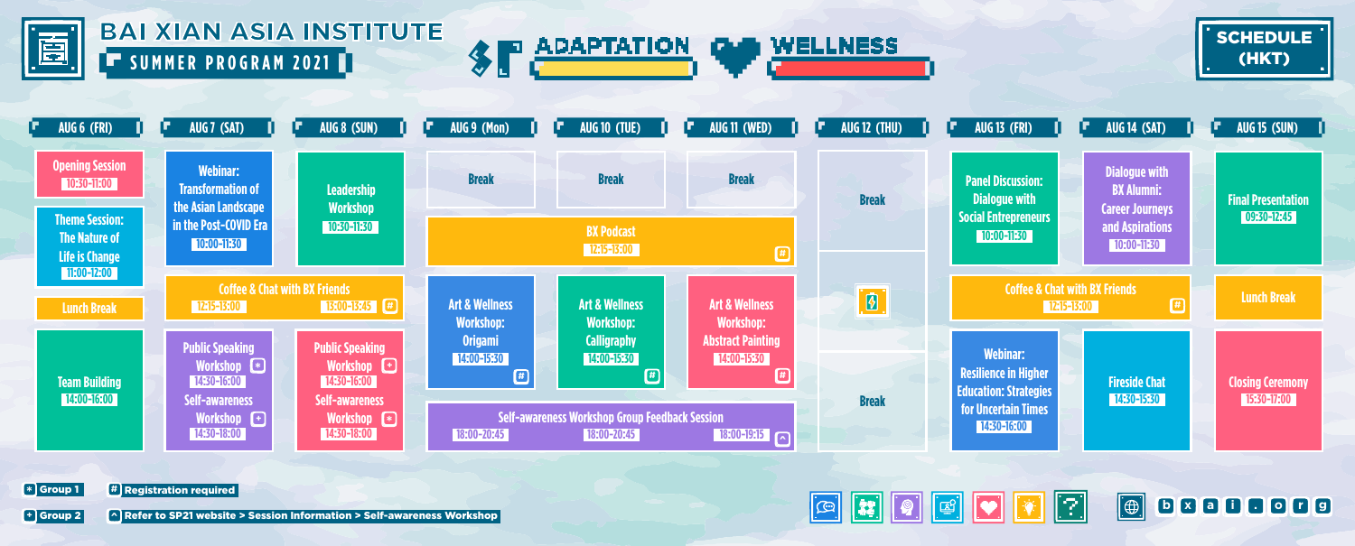# BAI XIAN ASIA INSTITUTE

## SUMMER PROGRAM 2021

ADAPTATION · WELLNESS

**SCHEDULE (HKT)**

| AUG 6 (FRI) | AUG 7 (SAT) | AUG 8 (SUN) | AUG 9 (Mon) | AUG 10 (TUE) | AUG 11 (WED) | AUG 12 (THU) | AUG 13 (FRI) | AUG 14 (SAT) | AUG 15 (SUN) |
|---|---|---|---|---|---|---|---|---|---|
| Opening Session 10:30-11:00; Theme Session: The Nature of Life is Change 11:00-12:00 | Webinar: Transformation of the Asian Landscape in the Post-COVID Era 10:00-11:30 | Leadership Workshop 10:30-11:30 | Break | Break | Break | Break | Panel Discussion: Dialogue with Social Entrepreneurs 10:00-11:30 | Dialogue with BX Alumni: Career Journeys and Aspirations 10:00-11:30 | Final Presentation 09:30-12:45 |
| Lunch Break | Coffee & Chat with BX Friends 12:15-13:00 | Coffee & Chat with BX Friends 13:00-13:45 # | BX Podcast 12:15-13:00 # | BX Podcast 12:15-13:00 # | BX Podcast 12:15-13:00 # | | Coffee & Chat with BX Friends 12:15-13:00 # | Coffee & Chat with BX Friends 12:15-13:00 # | Lunch Break |
| Team Building 14:00-16:00 | Public Speaking Workshop * 14:30-16:00; Self-awareness Workshop + 14:30-18:00 | Public Speaking Workshop + 14:30-16:00; Self-awareness Workshop * 14:30-18:00 | Art & Wellness Workshop: Origami 14:00-15:30 # | Art & Wellness Workshop: Calligraphy 14:00-15:30 # | Art & Wellness Workshop: Abstract Painting 14:00-15:30 # | Break | Webinar: Resilience in Higher Education: Strategies for Uncertain Times 14:30-16:00 | Fireside Chat 14:30-15:30 | Closing Ceremony 15:30-17:00 |
| | | | Self-awareness Workshop Group Feedback Session 18:00-20:45 ^ | Self-awareness Workshop Group Feedback Session 18:00-20:45 ^ | Self-awareness Workshop Group Feedback Session 18:00-19:15 ^ | | | | |

\* Group 1

\+ Group 2

\# Registration required

^ Refer to SP21 website > Session Information > Self-awareness Workshop

bxai.org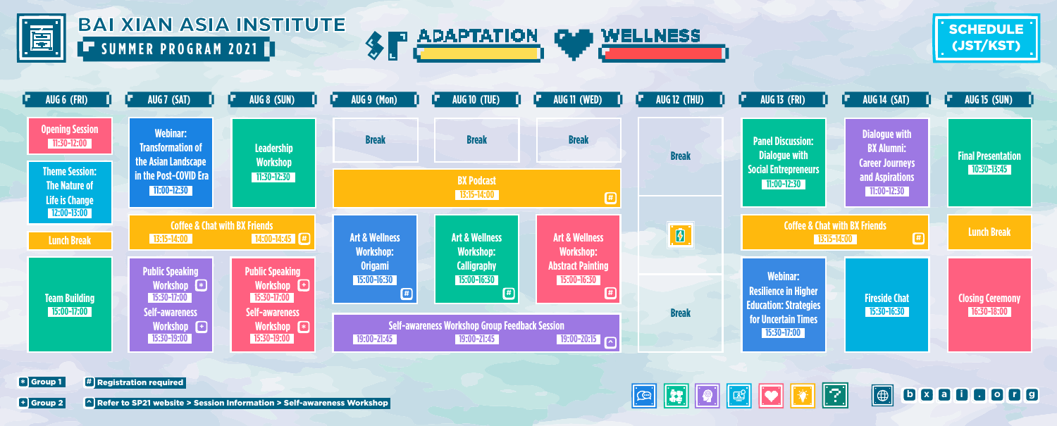# BAI XIAN ASIA INSTITUTE

## SUMMER PROGRAM 2021

ADAPTATION WELLNESS

SCHEDULE (JST/KST)

**AUG 6 (FRI)**
- Opening Session 11:30-12:00
- Theme Session: The Nature of Life is Change 12:00-13:00
- Lunch Break
- Team Building 15:00-17:00

**AUG 7 (SAT)**
- Webinar: Transformation of the Asian Landscape in the Post-COVID Era 11:00-12:30
- Coffee & Chat with BX Friends 13:15-14:00
- Public Speaking Workshop * 15:30-17:00
- Self-awareness Workshop + 15:30-19:00

**AUG 8 (SUN)**
- Leadership Workshop 11:30-12:30
- Coffee & Chat with BX Friends 14:00-14:45 #
- Public Speaking Workshop + 15:30-17:00
- Self-awareness Workshop * 15:30-19:00

**AUG 9 (Mon)**
- Break
- BX Podcast 13:15-14:00 #
- Art & Wellness Workshop: Origami 15:00-16:30 #
- Self-awareness Workshop Group Feedback Session 19:00-21:45 ^

**AUG 10 (TUE)**
- Break
- BX Podcast 13:15-14:00 #
- Art & Wellness Workshop: Calligraphy 15:00-16:30 #
- Self-awareness Workshop Group Feedback Session 19:00-21:45 ^

**AUG 11 (WED)**
- Break
- BX Podcast 13:15-14:00 #
- Art & Wellness Workshop: Abstract Painting 15:00-16:30 #
- Self-awareness Workshop Group Feedback Session 19:00-20:15 ^

**AUG 12 (THU)**
- Break
- Break

**AUG 13 (FRI)**
- Panel Discussion: Dialogue with Social Entrepreneurs 11:00-12:30
- Coffee & Chat with BX Friends 13:15-14:00 #
- Webinar: Resilience in Higher Education: Strategies for Uncertain Times 15:30-17:00

**AUG 14 (SAT)**
- Dialogue with BX Alumni: Career Journeys and Aspirations 11:00-12:30
- Coffee & Chat with BX Friends 13:15-14:00 #
- Fireside Chat 15:30-16:30

**AUG 15 (SUN)**
- Final Presentation 10:30-13:45
- Lunch Break
- Closing Ceremony 16:30-18:00

* Group 1
+ Group 2
# Registration required
^ Refer to SP21 website > Session Information > Self-awareness Workshop

bxai.org